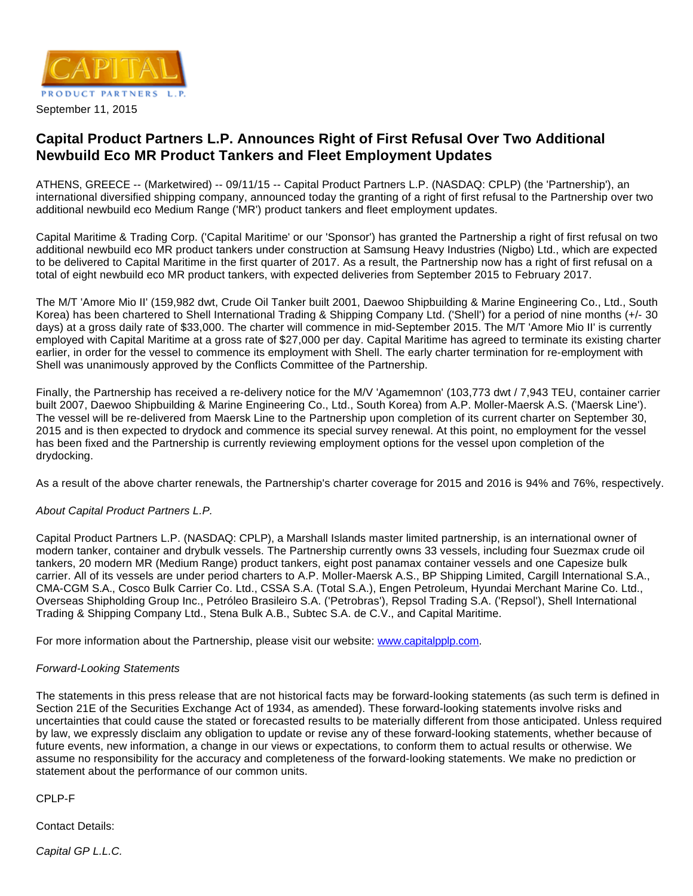CAPITAL PRODUCT PARTNERS L.P.

September 11, 2015

## Capital Product Partners L.P. Announces Right of First Refusal Over Two Additional Newbuild Eco MR Product Tankers and Fleet Employment Updates

ATHENS, GREECE -- (Marketwired) -- 09/11/15 -- Capital Product Partners L.P. (NASDAQ: CPLP) (the 'Partnership'), an international diversified shipping company, announced today the granting of a right of first refusal to the Partnership over two additional newbuild eco Medium Range ('MR') product tankers and fleet employment updates.

Capital Maritime & Trading Corp. ('Capital Maritime' or our 'Sponsor') has granted the Partnership a right of first refusal on two additional newbuild eco MR product tankers under construction at Samsung Heavy Industries (Nigbo) Ltd., which are expected to be delivered to Capital Maritime in the first quarter of 2017. As a result, the Partnership now has a right of first refusal on a total of eight newbuild eco MR product tankers, with expected deliveries from September 2015 to February 2017.

The M/T 'Amore Mio II' (159,982 dwt, Crude Oil Tanker built 2001, Daewoo Shipbuilding & Marine Engineering Co., Ltd., South Korea) has been chartered to Shell International Trading & Shipping Company Ltd. ('Shell') for a period of nine months (+/- 30 days) at a gross daily rate of $33,000. The charter will commence in mid-September 2015. The M/T 'Amore Mio II' is currently employed with Capital Maritime at a gross rate of $27,000 per day. Capital Maritime has agreed to terminate its existing charter earlier, in order for the vessel to commence its employment with Shell. The early charter termination for re-employment with Shell was unanimously approved by the Conflicts Committee of the Partnership.

Finally, the Partnership has received a re-delivery notice for the M/V 'Agamemnon' (103,773 dwt / 7,943 TEU, container carrier built 2007, Daewoo Shipbuilding & Marine Engineering Co., Ltd., South Korea) from A.P. Moller-Maersk A.S. ('Maersk Line'). The vessel will be re-delivered from Maersk Line to the Partnership upon completion of its current charter on September 30, 2015 and is then expected to drydock and commence its special survey renewal. At this point, no employment for the vessel has been fixed and the Partnership is currently reviewing employment options for the vessel upon completion of the drydocking.

As a result of the above charter renewals, the Partnership's charter coverage for 2015 and 2016 is 94% and 76%, respectively.

*About Capital Product Partners L.P.*

Capital Product Partners L.P. (NASDAQ: CPLP), a Marshall Islands master limited partnership, is an international owner of modern tanker, container and drybulk vessels. The Partnership currently owns 33 vessels, including four Suezmax crude oil tankers, 20 modern MR (Medium Range) product tankers, eight post panamax container vessels and one Capesize bulk carrier. All of its vessels are under period charters to A.P. Moller-Maersk A.S., BP Shipping Limited, Cargill International S.A., CMA-CGM S.A., Cosco Bulk Carrier Co. Ltd., CSSA S.A. (Total S.A.), Engen Petroleum, Hyundai Merchant Marine Co. Ltd., Overseas Shipholding Group Inc., Petróleo Brasileiro S.A. ('Petrobras'), Repsol Trading S.A. ('Repsol'), Shell International Trading & Shipping Company Ltd., Stena Bulk A.B., Subtec S.A. de C.V., and Capital Maritime.

For more information about the Partnership, please visit our website: www.capitalpplp.com.

*Forward-Looking Statements*

The statements in this press release that are not historical facts may be forward-looking statements (as such term is defined in Section 21E of the Securities Exchange Act of 1934, as amended). These forward-looking statements involve risks and uncertainties that could cause the stated or forecasted results to be materially different from those anticipated. Unless required by law, we expressly disclaim any obligation to update or revise any of these forward-looking statements, whether because of future events, new information, a change in our views or expectations, to conform them to actual results or otherwise. We assume no responsibility for the accuracy and completeness of the forward-looking statements. We make no prediction or statement about the performance of our common units.

CPLP-F

Contact Details:

*Capital GP L.L.C.*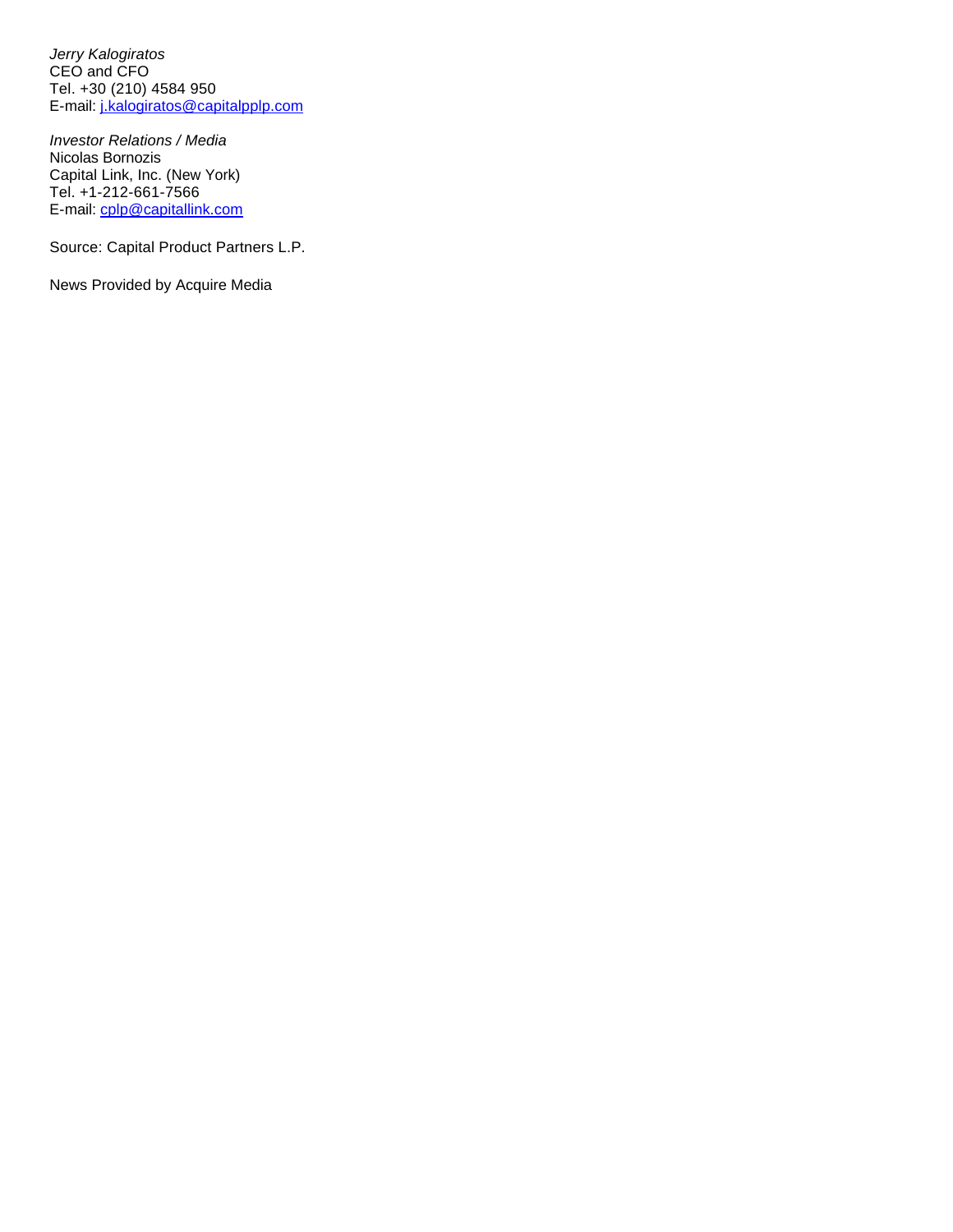*Jerry Kalogiratos*
CEO and CFO
Tel. +30 (210) 4584 950
E-mail: [j.kalogiratos@capitalpplp.com](mailto:j.kalogiratos@capitalpplp.com)

*Investor Relations / Media*
Nicolas Bornozis
Capital Link, Inc. (New York)
Tel. +1-212-661-7566
E-mail: [cplp@capitallink.com](mailto:cplp@capitallink.com)

Source: Capital Product Partners L.P.

News Provided by Acquire Media